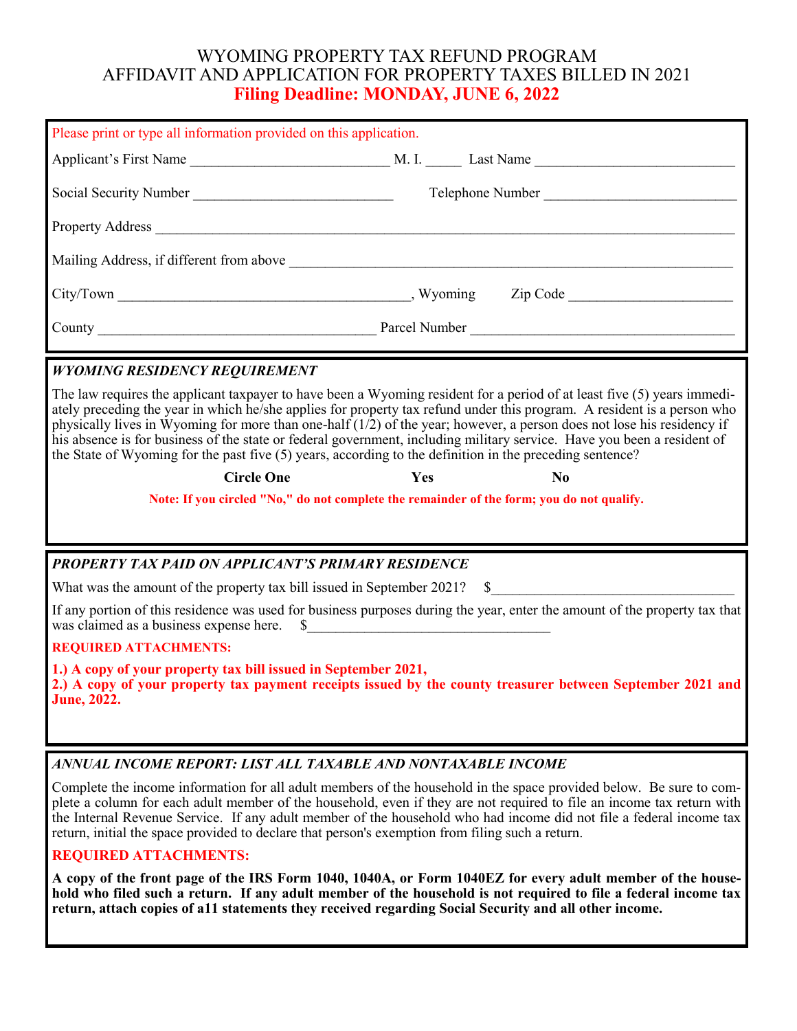# WYOMING PROPERTY TAX REFUND PROGRAM
## AFFIDAVIT AND APPLICATION FOR PROPERTY TAXES BILLED IN 2021
**Filing Deadline: MONDAY, JUNE 6, 2022**

Please print or type all information provided on this application.

Applicant's First Name ___________________________ M. I. _____ Last Name ___________________________

Social Security Number ___________________________ Telephone Number ___________________________

Property Address ___________________________________________________________________________

Mailing Address, if different from above _______________________________________________________

City/Town ________________________________________, Wyoming Zip Code ______________________

County ______________________________________ Parcel Number ___________________________________

### *WYOMING RESIDENCY REQUIREMENT*

The law requires the applicant taxpayer to have been a Wyoming resident for a period of at least five (5) years immediately preceding the year in which he/she applies for property tax refund under this program. A resident is a person who physically lives in Wyoming for more than one-half (1/2) of the year; however, a person does not lose his residency if his absence is for business of the state or federal government, including military service. Have you been a resident of the State of Wyoming for the past five (5) years, according to the definition in the preceding sentence?

**Circle One** **Yes** **No**

**Note: If you circled "No," do not complete the remainder of the form; you do not qualify.**

### *PROPERTY TAX PAID ON APPLICANT'S PRIMARY RESIDENCE*

What was the amount of the property tax bill issued in September 2021? $_________________________________

If any portion of this residence was used for business purposes during the year, enter the amount of the property tax that was claimed as a business expense here. $_________________________________

**REQUIRED ATTACHMENTS:**

**1.) A copy of your property tax bill issued in September 2021,**
**2.) A copy of your property tax payment receipts issued by the county treasurer between September 2021 and June, 2022.**

### *ANNUAL INCOME REPORT: LIST ALL TAXABLE AND NONTAXABLE INCOME*

Complete the income information for all adult members of the household in the space provided below. Be sure to complete a column for each adult member of the household, even if they are not required to file an income tax return with the Internal Revenue Service. If any adult member of the household who had income did not file a federal income tax return, initial the space provided to declare that person's exemption from filing such a return.

**REQUIRED ATTACHMENTS:**

**A copy of the front page of the IRS Form 1040, 1040A, or Form 1040EZ for every adult member of the household who filed such a return. If any adult member of the household is not required to file a federal income tax return, attach copies of a11 statements they received regarding Social Security and all other income.**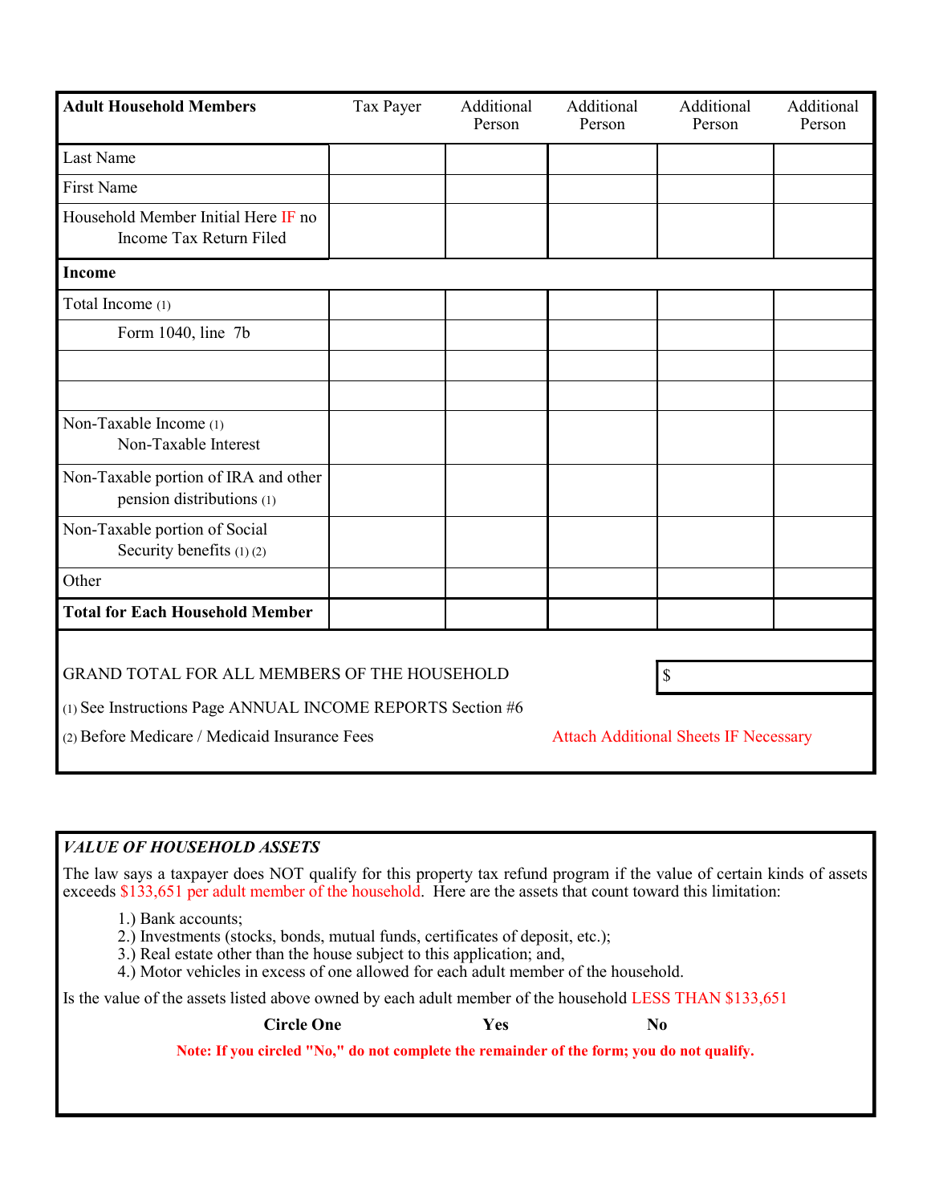| **Adult Household Members** | Tax Payer | Additional Person | Additional Person | Additional Person | Additional Person |
|---|---|---|---|---|---|
| Last Name | | | | | |
| First Name | | | | | |
| Household Member Initial Here IF no Income Tax Return Filed | | | | | |
| **Income** | | | | | |
| Total Income (1) | | | | | |
| Form 1040, line 7b | | | | | |
| | | | | | |
| | | | | | |
| Non-Taxable Income (1) Non-Taxable Interest | | | | | |
| Non-Taxable portion of IRA and other pension distributions (1) | | | | | |
| Non-Taxable portion of Social Security benefits (1) (2) | | | | | |
| Other | | | | | |
| **Total for Each Household Member** | | | | | |

GRAND TOTAL FOR ALL MEMBERS OF THE HOUSEHOLD $

(1) See Instructions Page ANNUAL INCOME REPORTS Section #6

(2) Before Medicare / Medicaid Insurance Fees

Attach Additional Sheets IF Necessary

***VALUE OF HOUSEHOLD ASSETS***

The law says a taxpayer does NOT qualify for this property tax refund program if the value of certain kinds of assets exceeds $133,651 per adult member of the household. Here are the assets that count toward this limitation:

1.) Bank accounts;
2.) Investments (stocks, bonds, mutual funds, certificates of deposit, etc.);
3.) Real estate other than the house subject to this application; and,
4.) Motor vehicles in excess of one allowed for each adult member of the household.

Is the value of the assets listed above owned by each adult member of the household LESS THAN $133,651

**Circle One** **Yes** **No**

**Note: If you circled "No," do not complete the remainder of the form; you do not qualify.**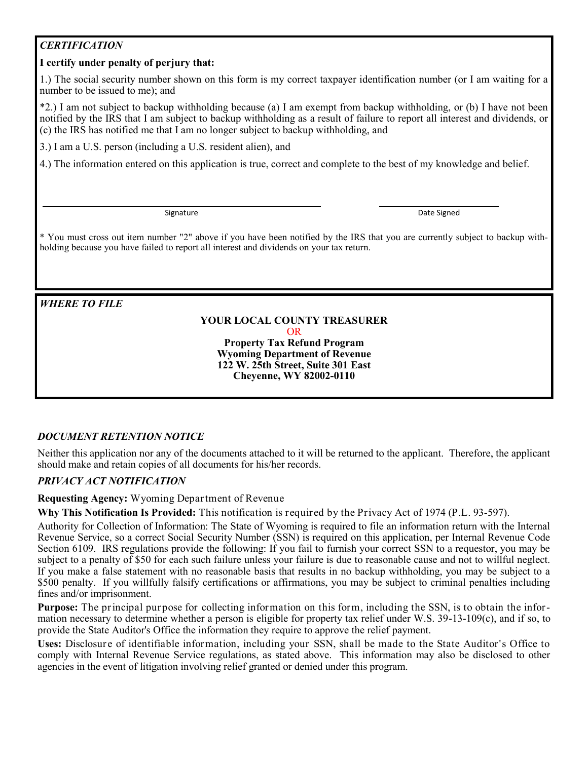### *CERTIFICATION*

**I certify under penalty of perjury that:**

1.) The social security number shown on this form is my correct taxpayer identification number (or I am waiting for a number to be issued to me); and

*2.) I am not subject to backup withholding because (a) I am exempt from backup withholding, or (b) I have not been notified by the IRS that I am subject to backup withholding as a result of failure to report all interest and dividends, or (c) the IRS has notified me that I am no longer subject to backup withholding, and

3.) I am a U.S. person (including a U.S. resident alien), and

4.) The information entered on this application is true, correct and complete to the best of my knowledge and belief.

\_\_\_\_\_\_\_\_\_\_\_\_\_\_\_\_\_\_\_\_\_\_\_\_\_\_\_\_\_\_\_\_\_\_\_\_\_\_\_\_ Signature

\_\_\_\_\_\_\_\_\_\_\_\_\_\_\_\_\_\_\_\_ Date Signed

* You must cross out item number "2" above if you have been notified by the IRS that you are currently subject to backup withholding because you have failed to report all interest and dividends on your tax return.

### *WHERE TO FILE*

**YOUR LOCAL COUNTY TREASURER**

OR

**Property Tax Refund Program**
**Wyoming Department of Revenue**
**122 W. 25th Street, Suite 301 East**
**Cheyenne, WY 82002-0110**

### *DOCUMENT RETENTION NOTICE*

Neither this application nor any of the documents attached to it will be returned to the applicant. Therefore, the applicant should make and retain copies of all documents for his/her records.

### *PRIVACY ACT NOTIFICATION*

**Requesting Agency:** Wyoming Department of Revenue

**Why This Notification Is Provided:** This notification is required by the Privacy Act of 1974 (P.L. 93-597).

Authority for Collection of Information: The State of Wyoming is required to file an information return with the Internal Revenue Service, so a correct Social Security Number (SSN) is required on this application, per Internal Revenue Code Section 6109. IRS regulations provide the following: If you fail to furnish your correct SSN to a requestor, you may be subject to a penalty of $50 for each such failure unless your failure is due to reasonable cause and not to willful neglect. If you make a false statement with no reasonable basis that results in no backup withholding, you may be subject to a $500 penalty. If you willfully falsify certifications or affirmations, you may be subject to criminal penalties including fines and/or imprisonment.

**Purpose:** The principal purpose for collecting information on this form, including the SSN, is to obtain the information necessary to determine whether a person is eligible for property tax relief under W.S. 39-13-109(c), and if so, to provide the State Auditor's Office the information they require to approve the relief payment.

**Uses:** Disclosure of identifiable information, including your SSN, shall be made to the State Auditor's Office to comply with Internal Revenue Service regulations, as stated above. This information may also be disclosed to other agencies in the event of litigation involving relief granted or denied under this program.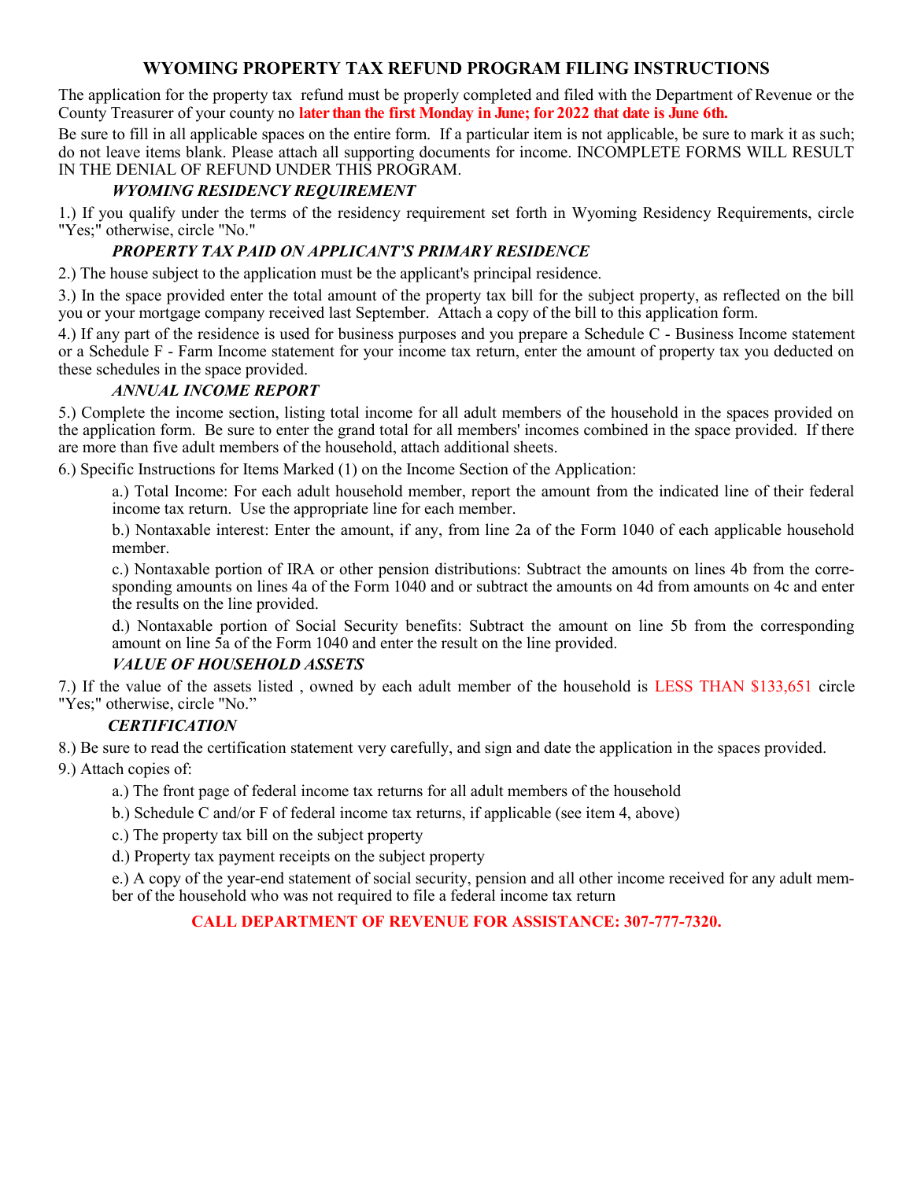# WYOMING PROPERTY TAX REFUND PROGRAM FILING INSTRUCTIONS

The application for the property tax refund must be properly completed and filed with the Department of Revenue or the County Treasurer of your county no **later than the first Monday in June; for 2022 that date is June 6th.**

Be sure to fill in all applicable spaces on the entire form. If a particular item is not applicable, be sure to mark it as such; do not leave items blank. Please attach all supporting documents for income. INCOMPLETE FORMS WILL RESULT IN THE DENIAL OF REFUND UNDER THIS PROGRAM.

### *WYOMING RESIDENCY REQUIREMENT*

1.) If you qualify under the terms of the residency requirement set forth in Wyoming Residency Requirements, circle "Yes;" otherwise, circle "No."

### *PROPERTY TAX PAID ON APPLICANT'S PRIMARY RESIDENCE*

2.) The house subject to the application must be the applicant's principal residence.

3.) In the space provided enter the total amount of the property tax bill for the subject property, as reflected on the bill you or your mortgage company received last September. Attach a copy of the bill to this application form.

4.) If any part of the residence is used for business purposes and you prepare a Schedule C - Business Income statement or a Schedule F - Farm Income statement for your income tax return, enter the amount of property tax you deducted on these schedules in the space provided.

### *ANNUAL INCOME REPORT*

5.) Complete the income section, listing total income for all adult members of the household in the spaces provided on the application form. Be sure to enter the grand total for all members' incomes combined in the space provided. If there are more than five adult members of the household, attach additional sheets.

6.) Specific Instructions for Items Marked (1) on the Income Section of the Application:

a.) Total Income: For each adult household member, report the amount from the indicated line of their federal income tax return. Use the appropriate line for each member.

b.) Nontaxable interest: Enter the amount, if any, from line 2a of the Form 1040 of each applicable household member.

c.) Nontaxable portion of IRA or other pension distributions: Subtract the amounts on lines 4b from the corresponding amounts on lines 4a of the Form 1040 and or subtract the amounts on 4d from amounts on 4c and enter the results on the line provided.

d.) Nontaxable portion of Social Security benefits: Subtract the amount on line 5b from the corresponding amount on line 5a of the Form 1040 and enter the result on the line provided.

### *VALUE OF HOUSEHOLD ASSETS*

7.) If the value of the assets listed , owned by each adult member of the household is LESS THAN $133,651 circle "Yes;" otherwise, circle "No."

### *CERTIFICATION*

8.) Be sure to read the certification statement very carefully, and sign and date the application in the spaces provided.

9.) Attach copies of:

a.) The front page of federal income tax returns for all adult members of the household

b.) Schedule C and/or F of federal income tax returns, if applicable (see item 4, above)

c.) The property tax bill on the subject property

d.) Property tax payment receipts on the subject property

e.) A copy of the year-end statement of social security, pension and all other income received for any adult member of the household who was not required to file a federal income tax return

**CALL DEPARTMENT OF REVENUE FOR ASSISTANCE: 307-777-7320.**